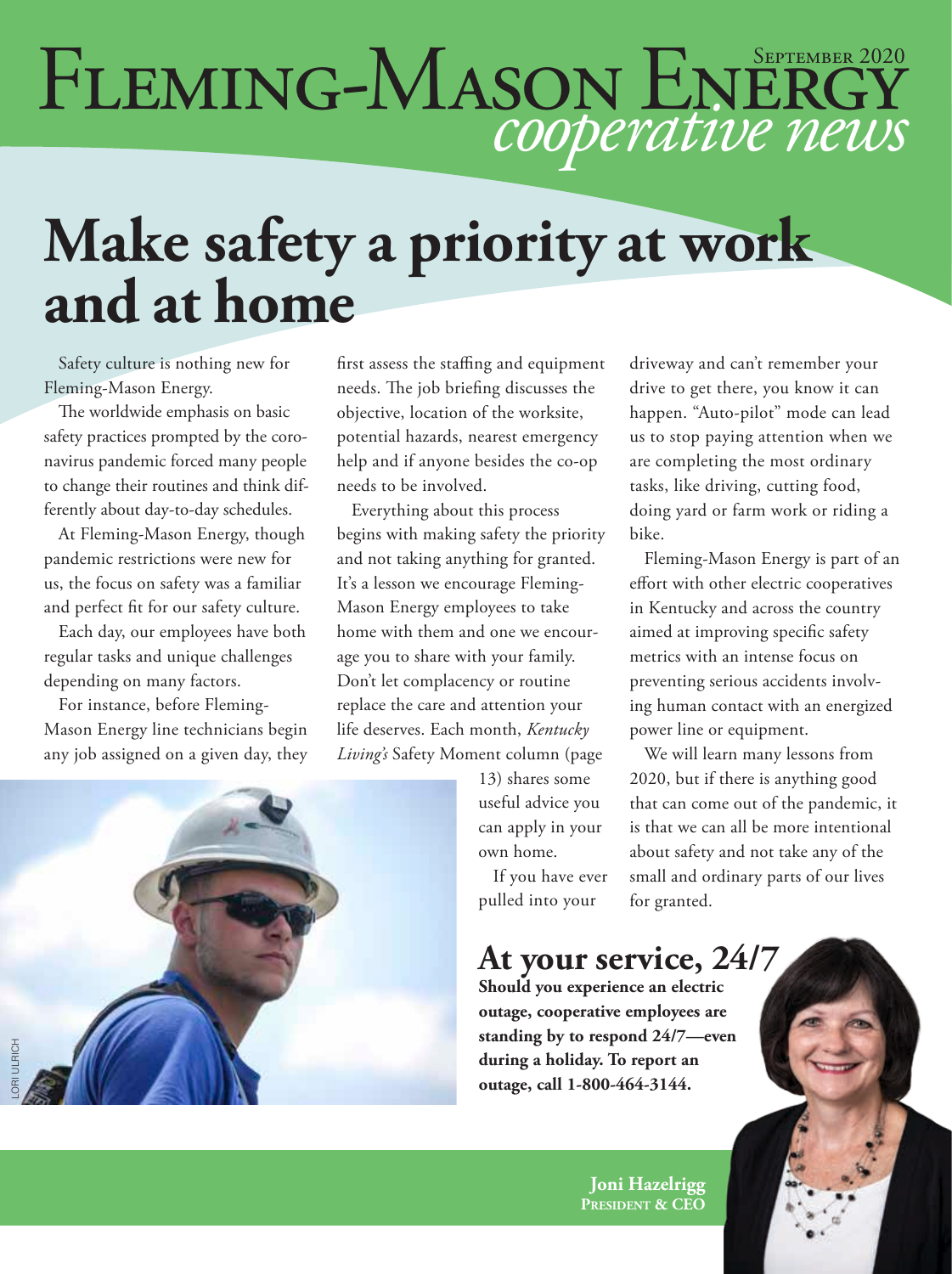# Fleming-Mason Energy *cooperative news*

September 2020

# Make safety a priority at work and at home

Safety culture is nothing new for Fleming-Mason Energy.

The worldwide emphasis on basic safety practices prompted by the coronavirus pandemic forced many people to change their routines and think differently about day-to-day schedules.

At Fleming-Mason Energy, though pandemic restrictions were new for us, the focus on safety was a familiar and perfect fit for our safety culture.

Each day, our employees have both regular tasks and unique challenges depending on many factors.

For instance, before Fleming-Mason Energy line technicians begin any job assigned on a given day, they first assess the staffing and equipment needs. The job briefing discusses the objective, location of the worksite, potential hazards, nearest emergency help and if anyone besides the co-op needs to be involved.

Everything about this process begins with making safety the priority and not taking anything for granted. It's a lesson we encourage Fleming-Mason Energy employees to take home with them and one we encourage you to share with your family. Don't let complacency or routine replace the care and attention your life deserves. Each month, *Kentucky Living's* Safety Moment column (page 13) shares some useful advice you can apply in your own home.

If you have ever pulled into your driveway and can't remember your drive to get there, you know it can happen. "Auto-pilot" mode can lead us to stop paying attention when we are completing the most ordinary tasks, like driving, cutting food, doing yard or farm work or riding a bike.

Fleming-Mason Energy is part of an effort with other electric cooperatives in Kentucky and across the country aimed at improving specific safety metrics with an intense focus on preventing serious accidents involving human contact with an energized power line or equipment.

We will learn many lessons from 2020, but if there is anything good that can come out of the pandemic, it is that we can all be more intentional about safety and not take any of the small and ordinary parts of our lives for granted.

LORI ULRICH

## At your service, 24/7

**Should you experience an electric outage, cooperative employees are standing by to respond 24/7—even during a holiday. To report an outage, call 1-800-464-3144.**

**Joni Hazelrigg**
**President & CEO**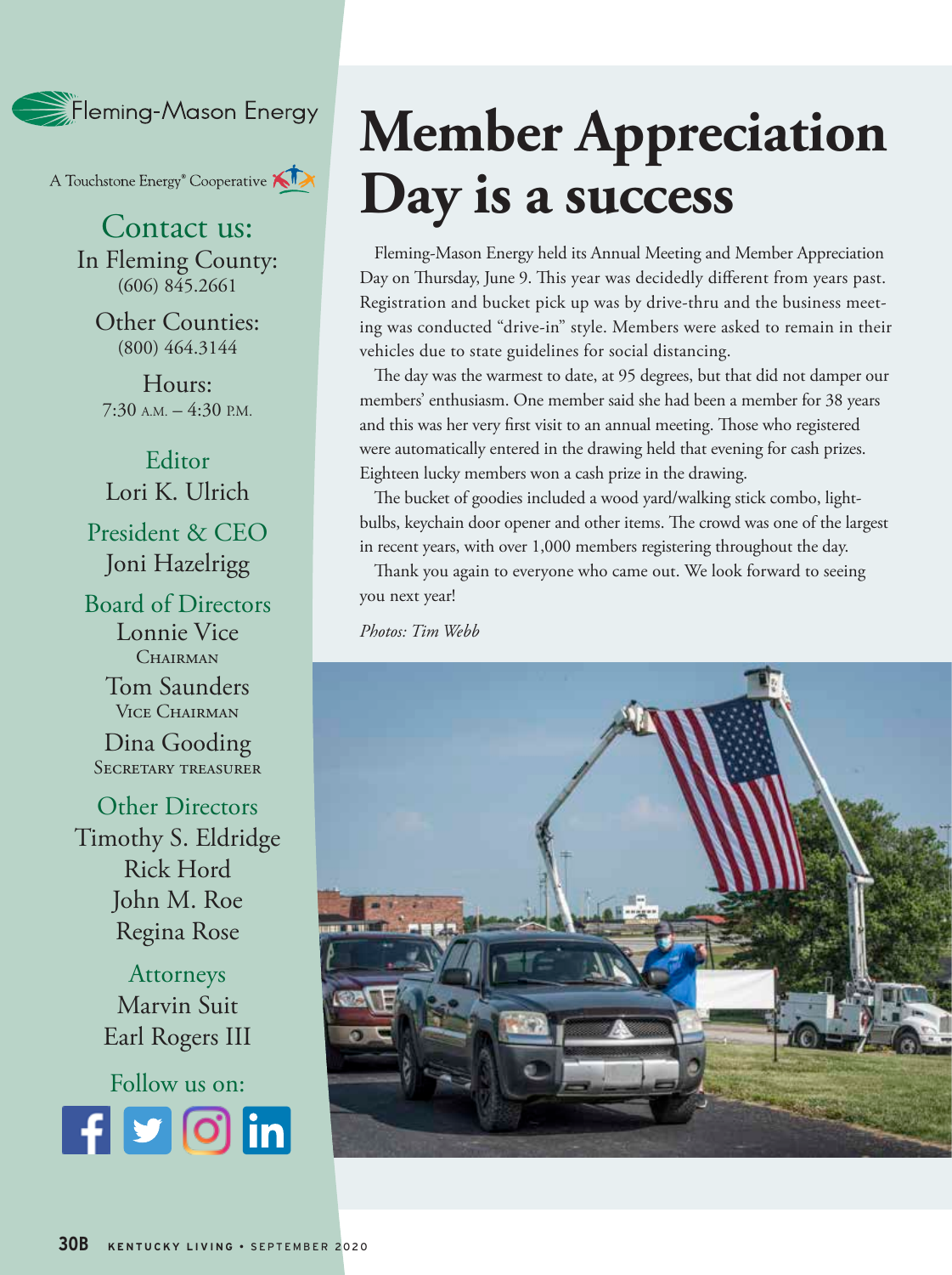Fleming-Mason Energy

A Touchstone Energy® Cooperative

## Contact us:

In Fleming County:
(606) 845.2661

Other Counties:
(800) 464.3144

Hours:
7:30 A.M. – 4:30 P.M.

**Editor**
Lori K. Ulrich

**President & CEO**
Joni Hazelrigg

**Board of Directors**
Lonnie Vice
CHAIRMAN

Tom Saunders
VICE CHAIRMAN

Dina Gooding
SECRETARY TREASURER

**Other Directors**
Timothy S. Eldridge
Rick Hord
John M. Roe
Regina Rose

**Attorneys**
Marvin Suit
Earl Rogers III

Follow us on:

# Member Appreciation Day is a success

Fleming-Mason Energy held its Annual Meeting and Member Appreciation Day on Thursday, June 9. This year was decidedly different from years past. Registration and bucket pick up was by drive-thru and the business meeting was conducted "drive-in" style. Members were asked to remain in their vehicles due to state guidelines for social distancing.

The day was the warmest to date, at 95 degrees, but that did not damper our members' enthusiasm. One member said she had been a member for 38 years and this was her very first visit to an annual meeting. Those who registered were automatically entered in the drawing held that evening for cash prizes. Eighteen lucky members won a cash prize in the drawing.

The bucket of goodies included a wood yard/walking stick combo, lightbulbs, keychain door opener and other items. The crowd was one of the largest in recent years, with over 1,000 members registering throughout the day.

Thank you again to everyone who came out. We look forward to seeing you next year!

*Photos: Tim Webb*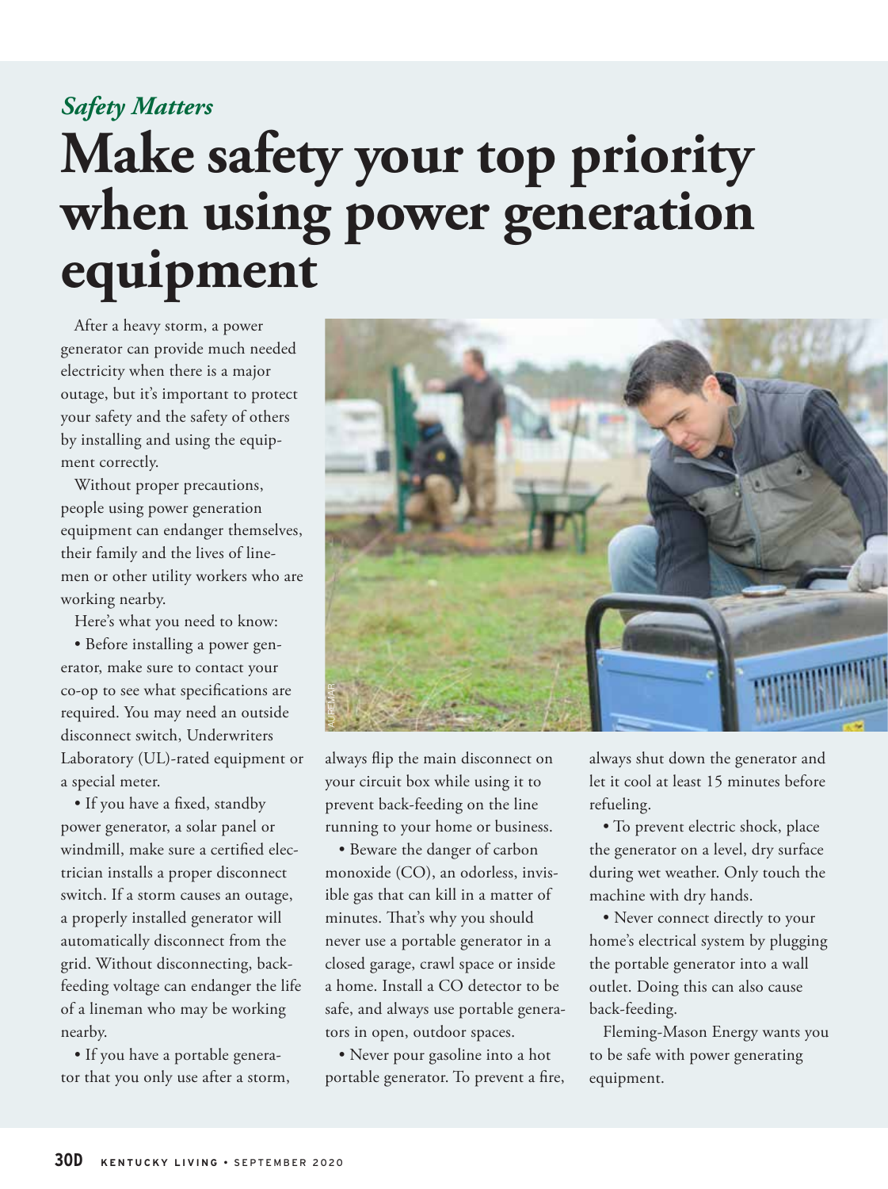*Safety Matters*

# Make safety your top priority when using power generation equipment

After a heavy storm, a power generator can provide much needed electricity when there is a major outage, but it's important to protect your safety and the safety of others by installing and using the equipment correctly.

Without proper precautions, people using power generation equipment can endanger themselves, their family and the lives of linemen or other utility workers who are working nearby.

Here's what you need to know:

• Before installing a power generator, make sure to contact your co-op to see what specifications are required. You may need an outside disconnect switch, Underwriters Laboratory (UL)-rated equipment or a special meter.

• If you have a fixed, standby power generator, a solar panel or windmill, make sure a certified electrician installs a proper disconnect switch. If a storm causes an outage, a properly installed generator will automatically disconnect from the grid. Without disconnecting, back-feeding voltage can endanger the life of a lineman who may be working nearby.

• If you have a portable generator that you only use after a storm, always flip the main disconnect on your circuit box while using it to prevent back-feeding on the line running to your home or business.

• Beware the danger of carbon monoxide (CO), an odorless, invisible gas that can kill in a matter of minutes. That's why you should never use a portable generator in a closed garage, crawl space or inside a home. Install a CO detector to be safe, and always use portable generators in open, outdoor spaces.

• Never pour gasoline into a hot portable generator. To prevent a fire, always shut down the generator and let it cool at least 15 minutes before refueling.

• To prevent electric shock, place the generator on a level, dry surface during wet weather. Only touch the machine with dry hands.

• Never connect directly to your home's electrical system by plugging the portable generator into a wall outlet. Doing this can also cause back-feeding.

Fleming-Mason Energy wants you to be safe with power generating equipment.